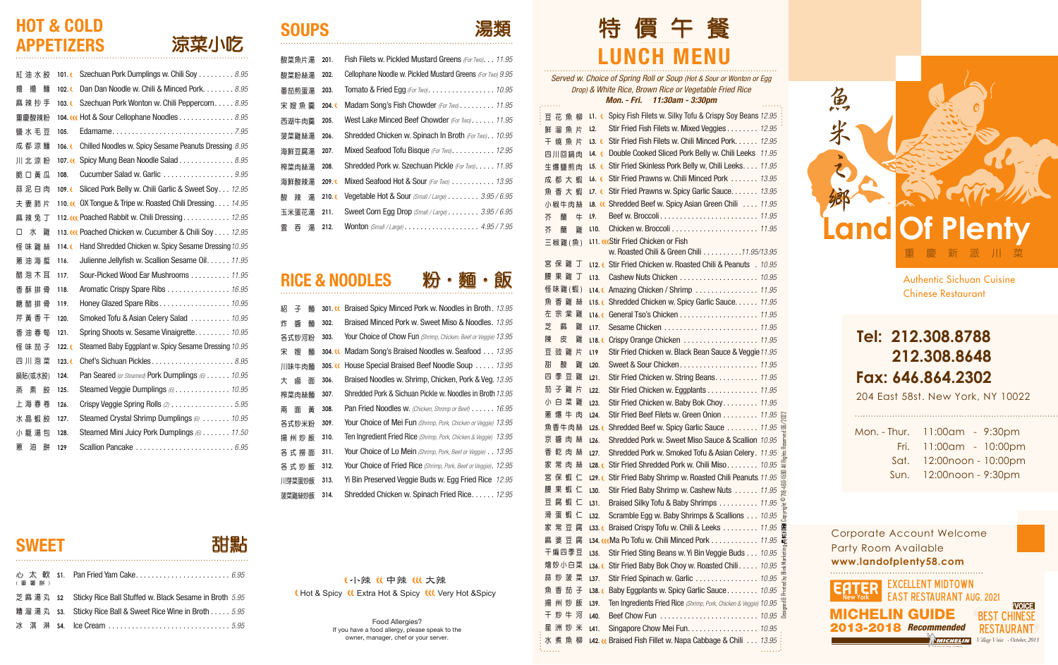# HOT & COLD APPETIZERS 凉菜小吃

| | | |
|---|---|---|
| 紅油水餃 | 101. ( | Szechuan Pork Dumplings w. Chili Soy ......... 8.95 |
| 擔擔麵 | 102. ( | Dan Dan Noodle w. Chili & Minced Pork........ 8.95 |
| 麻辣抄手 | 103. ( | Szechuan Pork Wonton w. Chili Peppercorn...... 8.95 |
| 重慶酸辣粉 | 104. (( | Hot & Sour Cellophane Noodles ............. 8.95 |
| 鹽水毛豆 | 105. | Edamame.............................. 7.95 |
| 成都涼麵 | 106. ( | Chilled Noodles w. Spicy Sesame Peanuts Dressing 8.95 |
| 川北涼粉 | 107. (( | Spicy Mung Bean Noodle Salad.............. 8.95 |
| 脆口黃瓜 | 108. | Cucumber Salad w. Garlic .................. 9.95 |
| 蒜泥白肉 | 109. ( | Sliced Pork Belly w. Chili Garlic & Sweet Soy... 12.95 |
| 夫妻肺片 | 110. (( | OX Tongue & Tripe w. Roasted Chili Dressing..... 14.95 |
| 麻辣兔丁 | 112. ((( | Poached Rabbit w. Chili Dressing........... 12.95 |
| 口水雞 | 113. ((( | Poached Chicken w. Cucumber & Chili Soy ..... 12.95 |
| 怪味雞絲 | 114. ( | Hand Shredded Chicken w. Spicy Sesame Dressing 10.95 |
| 蔥油海蜇 | 116. | Julienne Jellyfish w. Scallion Sesame Oil...... 11.95 |
| 醋泡木耳 | 117. | Sour-Picked Wood Ear Mushrooms .......... 11.95 |
| 香酥排骨 | 118. | Aromatic Crispy Spare Ribs ................ 16.95 |
| 糖醋排骨 | 119. | Honey Glazed Spare Ribs.................. 10.95 |
| 芹黃香干 | 120. | Smoked Tofu & Asian Celery Salad .......... 10.95 |
| 香油春筍 | 121. | Spring Shoots w. Sesame Vinaigrette.......... 10.95 |
| 怪味茄子 | 122. ( | Steamed Baby Eggplant w. Spicy Sesame Dressing 10.95 |
| 四川泡菜 | 123. ( | Chef's Szechuan Pickles................... 8.95 |
| 鍋貼(或水餃) | 124. | Pan Seared *(or Steamed)* Pork Dumplings *(6)* ...... 10.95 |
| 蒸素餃 | 125. | Steamed Veggie Dumplings *(6)* .............. 10.95 |
| 上海春卷 | 126. | Crispy Veggie Spring Rolls *(2)* ............... 5.95 |
| 水晶蝦餃 | 127. | Steamed Crystal Shrimp Dumplings *(6)* ........ 10.95 |
| 小籠湯包 | 128. | Steamed Mini Juicy Pork Dumplings *(6)* ........ 11.50 |
| 蔥油餅 | 129 | Scallion Pancake ........................ 6.95 |

# SWEET 甜點

| | | |
|---|---|---|
| 心太軟 (蕃薯餅) | S1. | Pan Fried Yam Cake....................... 6.95 |
| 芝麻湯丸 | S2 | Sticky Rice Ball Stuffed w. Black Sesame in Broth 5.95 |
| 醪糟湯丸 | S3. | Sticky Rice Ball & Sweet Rice Wine in Broth ..... 5.95 |
| 冰淇淋 | S4. | Ice Cream .............................. 5.95 |

# SOUPS 湯類

| | | |
|---|---|---|
| 酸菜魚片湯 | 201. | Fish Filets w. Pickled Mustard Greens *(For Two)*. . . 11.95 |
| 酸菜粉絲湯 | 202. | Cellophane Noodle w. Pickled Mustard Greens *(For Two)* 9.95 |
| 番茄煎蛋湯 | 203. | Tomato & Fried Egg *(For Two)*................. 10.95 |
| 宋嫂魚羹 | 204. ( | Madam Song's Fish Chowder *(For Two)* ......... 11.95 |
| 西湖牛肉羹 | 205. | West Lake Minced Beef Chowder *(For Two)*....... 11.95 |
| 菠菜雞絲湯 | 206. | Shredded Chicken w. Spinach In Broth *(For Two)*.. 10.95 |
| 海鮮豆腐湯 | 207. | Mixed Seafood Tofu Bisque *(For Two)*........... 12.95 |
| 榨菜肉絲湯 | 208. | Shredded Pork w. Szechuan Pickle *(For Two)*..... 11.95 |
| 海鮮酸辣湯 | 209. ( | Mixed Seafood Hot & Sour *(For Two)* ........... 13.95 |
| 酸辣湯 | 210. ( | Vegetable Hot & Sour *(Small / Large)* ........ 3.95 / 6.95 |
| 玉米蛋花湯 | 211. | Sweet Corn Egg Drop *(Small / Large)*........ 3.95 / 6.95 |
| 雲吞湯 | 212. | Wonton *(Small / Large)*................... 4.95 / 7.95 |

# RICE & NOODLES 粉・麵・飯

| | | |
|---|---|---|
| 紹子麵 | 301. (( | Braised Spicy Minced Pork w. Noodles in Broth. 13.95 |
| 炸醬麵 | 302. | Braised Minced Pork w. Sweet Miso & Noodles. 13.95 |
| 各式炒河粉 | 303. | Your Choice of Chow Fun *(Shrimp, Chicken, Beef or Veggie)* 13.95 |
| 宋嫂麵 | 304. (( | Madam Song's Braised Noodles w. Seafood ... 13.95 |
| 川味牛肉麵 | 305. (( | House Special Braised Beef Noodle Soup ..... 13.95 |
| 大鹵麵 | 306. | Braised Noodles w. Shrimp, Chicken, Pork & Veg. 13.95 |
| 榨菜肉絲麵 | 307. | Shredded Pork & Sichuan Pickle w. Noodles in Broth 13.95 |
| 兩面黃 | 308. | Pan Fried Noodles w. *(Chicken, Shrimp or Beef)* ...... 16.95 |
| 各式炒米粉 | 309. | Your Choice of Mei Fun *(Shrimp, Pork, Chicken or Veggie)* 13.95 |
| 揚州炒飯 | 310. | Ten Ingredient Fried Rice *(Shrimp, Pork, Chicken & Veggie)* 13.95 |
| 各式撈面 | 311. | Your Choice of Lo Mein *(Shrimp, Pork, Beef or Veggie)* . . 13.95 |
| 各式炒飯 | 312. | Your Choice of Fried Rice *(Shrimp, Pork, Beef or Veggie)*. 12.95 |
| 川芽菜蛋炒飯 | 313. | Yi Bin Preserved Veggie Buds w. Egg Fried Rice 12.95 |
| 菠菜雞絲炒飯 | 314. | Shredded Chicken w. Spinach Fried Rice...... 12.95 |

( 小辣 (( 中辣 ((( 大辣

( Hot & Spicy (( Extra Hot & Spicy ((( Very Hot &Spicy

Food Allergies?
If you have a food allergy, please speak to the owner, manager, chef or your server.

# 特價午餐 LUNCH MENU

*Served w. Choice of Spring Roll or Soup (Hot & Sour or Wonton or Egg Drop) & White Rice, Brown Rice or Vegetable Fried Rice*

***Mon. - Fri. 11:30am - 3:30pm***

| | | |
|---|---|---|
| 豆花魚柳 | L1. ( | Spicy Fish Filets w. Silky Tofu & Crispy Soy Beans 12.95 |
| 鮮溜魚片 | L2. | Stir Fried Fish Filets w. Mixed Veggies........ 12.95 |
| 干燒魚片 | L3. ( | Stir Fried Fish Filets w. Chili Minced Pork...... 12.95 |
| 四川回鍋肉 | L4. ( | Double Cooked Sliced Pork Belly w. Chili Leeks 11.95 |
| 生爆鹽煎肉 | L5. ( | Stir Fried Skinless Pork Belly w, Chili Leeks.... 11.95 |
| 成都大蝦 | L6. ( | Stir Fried Prawns w. Chili Minced Pork ....... 13.95 |
| 魚香大蝦 | L7. ( | Stir Fried Prawns w. Spicy Garlic Sauce....... 13.95 |
| 小椒牛肉絲 | L8. (( | Shredded Beef w. Spicy Asian Green Chili .... 11.95 |
| 芥蘭牛 | L9. | Beef w. Broccoli......................... 11.95 |
| 芥蘭雞 | L10. | Chicken w. Broccoli ...................... 11.95 |
| 三椒雞(魚) | L11. ((( | Stir Fried Chicken or Fish w. Roasted Chili & Green Chili ..........11.95/13.95 |
| 宮保雞丁 | L12. ( | Stir Fried Chicken w. Roasted Chili & Peanuts . 10.95 |
| 腰果雞丁 | L13. | Cashew Nuts Chicken .................... 10.95 |
| 怪味雞(蝦) | L14. ( | Amazing Chicken / Shrimp ............... 11.95 |
| 魚香雞絲 | L15. ( | Shredded Chicken w. Spicy Garlic Sauce...... 11.95 |
| 左宗棠雞 | L16. ( | General Tso's Chicken .................... 11.95 |
| 芝麻雞 | L17. | Sesame Chicken ........................ 11.95 |
| 陳皮雞 | L18. ( | Crispy Orange Chicken ................... 11.95 |
| 豆豉雞片 | L19 | Stir Fried Chicken w. Black Bean Sauce & Veggie 11.95 |
| 甜酸雞 | L20. | Sweet & Sour Chicken.................... 11.95 |
| 四季豆雞 | L21. | Stir Fried Chicken w. String Beans........... 11.95 |
| 茄子雞片 | L22. | Stir Fried Chicken w. Eggplants............. 11.95 |
| 小白菜雞 | L23. | Stir Fried Chicken w. Baby Bok Choy......... 11.95 |
| 蔥爆牛肉 | L24. | Stir Fried Beef Filets w. Green Onion ........ 11.95 |
| 魚香牛肉絲 | L25. ( | Shredded Beef w. Spicy Garlic Sauce ........ 11.95 |
| 京醬肉絲 | L26. | Shredded Pork w. Sweet Miso Sauce & Scallion 10.95 |
| 香乾肉絲 | L27. | Shredded Pork w. Smoked Tofu & Asian Celery. 11.95 |
| 家常肉絲 | L28. ( | Stir Fried Shredded Pork w. Chili Miso........ 10.95 |
| 宮保蝦仁 | L29. ( | Stir Fried Baby Shrimp w. Roasted Chili Peanuts 11.95 |
| 腰果蝦仁 | L30. | Stir Fried Baby Shrimp w. Cashew Nuts ...... 11.95 |
| 豆腐蝦仁 | L31. | Braised Silky Tofu & Baby Shrimps .......... 11.95 |
| 滑蛋蝦仁 | L32. | Scramble Egg w. Baby Shrimps & Scallions ... 10.95 |
| 家常豆腐 | L33. ( | Braised Crispy Tofu w. Chili & Leeks ......... 11.95 |
| 麻婆豆腐 | L34. ((( | Ma Po Tofu w. Chili Minced Pork ........... 11.95 |
| 干煸四季豆 | L35. | Stir Fried String Beans w. Yi Bin Veggie Buds ... 10.95 |
| 熗炒小白菜 | L36. ( | Stir Fried Baby Bok Choy w. Roasted Chili..... 10.95 |
| 蒜炒菠菜 | L37. | Stir Fried Spinach w. Garlic ............... 10.95 |
| 魚香茄子 | L38. ( | Baby Eggplants w. Spicy Garlic Sauce........ 10.95 |
| 揚州炒飯 | L39. | Ten Ingredients Fried Rice *(Shrimp, Pork, Chicken & Veggie)* 10.95 |
| 干炒牛河 | L40. | Beef Chow Fun ......................... 10.95 |
| 星洲炒米 | L41. | Singapore Chow Mei Fun................. 10.95 |
| 水煮魚柳 | L42. (( | Braised Fish Fillet w. Napa Cabbage & Chili ... 13.95 |

Designed & Printed by BlinkMarketing 盛軒印刷 Copyright © 718-450-5580 All Rights Reserved 08/2022

# 魚米之鄉 Land Of Plenty

重慶新派川菜

Authentic Sichuan Cuisine
Chinese Restaurant

**Tel: 212.308.8788**
**212.308.8648**
**Fax: 646.864.2302**

204 East 58st. New York, NY 10022

| | |
|---|---|
| Mon. - Thur. | 11:00am - 9:30pm |
| Fri. | 11:00am - 10:00pm |
| Sat. | 12:00noon - 10:00pm |
| Sun. | 12:00noon - 9:30pm |

Corporate Account Welcome
Party Room Available
**www.landofplenty58.com**

EATER New York — EXCELLENT MIDTOWN EAST RESTAURANT AUG. 2021

MICHELIN GUIDE 2013-2018 Recommended

VOICE BEST CHINESE RESTAURANT — Village Voice - October, 2013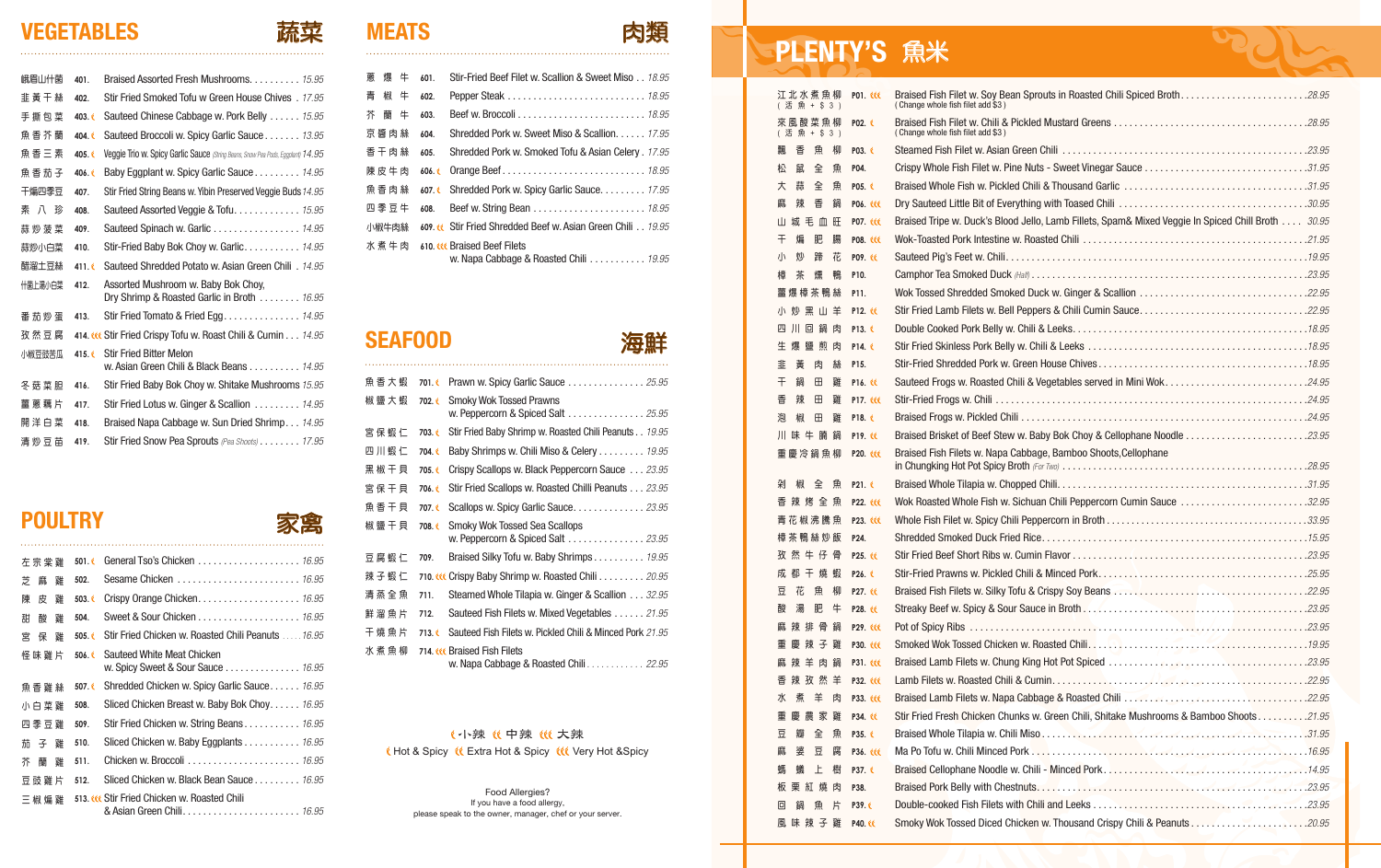## VEGETABLES 蔬菜

| | | | |
|---|---|---|---|
| 眡蘑山什菌 | 401. | Braised Assorted Fresh Mushrooms | 15.95 |
| 韭黃干絲 | 402. | Stir Fried Smoked Tofu w Green House Chives | 17.95 |
| 手撕包菜 | 403. 🌶 | Sauteed Chinese Cabbage w. Pork Belly | 15.95 |
| 魚香芥蘭 | 404. 🌶 | Sauteed Broccoli w. Spicy Garlic Sauce | 13.95 |
| 魚香三素 | 405. 🌶 | Veggie Trio w. Spicy Garlic Sauce (String Beans, Snow Pea Pods, Eggplant) | 14.95 |
| 魚香茄子 | 406. 🌶 | Baby Eggplant w. Spicy Garlic Sauce | 14.95 |
| 干煸四季豆 | 407. | Stir Fried String Beans w. Yibin Preserved Veggie Buds | 14.95 |
| 素八珍 | 408. | Sauteed Assorted Veggie & Tofu | 15.95 |
| 蒜炒菠菜 | 409. | Sauteed Spinach w. Garlic | 14.95 |
| 蒜炒小白菜 | 410. | Stir-Fried Baby Bok Choy w. Garlic | 14.95 |
| 醋溜土豆絲 | 411. 🌶 | Sauteed Shredded Potato w. Asian Green Chili | 14.95 |
| 什菌上湯小白菜 | 412. | Assorted Mushroom w. Baby Bok Choy, Dry Shrimp & Roasted Garlic in Broth | 16.95 |
| 番茄炒蛋 | 413. | Stir Fried Tomato & Fried Egg | 14.95 |
| 孜然豆腐 | 414. 🌶🌶🌶 | Stir Fried Crispy Tofu w. Roast Chili & Cumin | 14.95 |
| 小椒豆豉苦瓜 | 415. 🌶 | Stir Fried Bitter Melon w. Asian Green Chili & Black Beans | 14.95 |
| 冬菇菜胆 | 416. | Stir Fried Baby Bok Choy w. Shitake Mushrooms | 15.95 |
| 薑蔥藕片 | 417. | Stir Fried Lotus w. Ginger & Scallion | 14.95 |
| 開洋白菜 | 418. | Braised Napa Cabbage w. Sun Dried Shrimp | 14.95 |
| 清炒豆苗 | 419. | Stir Fried Snow Pea Sprouts (Pea Shoots) | 17.95 |

## POULTRY 家禽

| | | | |
|---|---|---|---|
| 左宗棠雞 | 501. 🌶 | General Tso's Chicken | 16.95 |
| 芝麻雞 | 502. | Sesame Chicken | 16.95 |
| 陳皮雞 | 503. 🌶 | Crispy Orange Chicken | 16.95 |
| 甜酸雞 | 504. | Sweet & Sour Chicken | 16.95 |
| 宮保雞 | 505. 🌶 | Stir Fried Chicken w. Roasted Chili Peanuts | 16.95 |
| 怪味雞片 | 506. 🌶 | Sauteed White Meat Chicken w. Spicy Sweet & Sour Sauce | 16.95 |
| 魚香雞絲 | 507. 🌶 | Shredded Chicken w. Spicy Garlic Sauce | 16.95 |
| 小白菜雞 | 508. | Sliced Chicken Breast w. Baby Bok Choy | 16.95 |
| 四季豆雞 | 509. | Stir Fried Chicken w. String Beans | 16.95 |
| 茄子雞 | 510. | Sliced Chicken w. Baby Eggplants | 16.95 |
| 芥蘭雞 | 511. | Chicken w. Broccoli | 16.95 |
| 豆豉雞片 | 512. | Sliced Chicken w. Black Bean Sauce | 16.95 |
| 三椒爆雞 | 513. 🌶🌶🌶 | Stir Fried Chicken w. Roasted Chili & Asian Green Chili | 16.95 |

## MEATS 肉類

| | | | |
|---|---|---|---|
| 蔥爆牛 | 601. | Stir-Fried Beef Filet w. Scallion & Sweet Miso | 18.95 |
| 青椒牛 | 602. | Pepper Steak | 18.95 |
| 芥蘭牛 | 603. | Beef w. Broccoli | 18.95 |
| 京醬肉絲 | 604. | Shredded Pork w. Sweet Miso & Scallion | 17.95 |
| 香干肉絲 | 605. | Shredded Pork w. Smoked Tofu & Asian Celery | 17.95 |
| 陳皮牛肉 | 606. 🌶 | Orange Beef | 18.95 |
| 魚香肉絲 | 607. 🌶 | Shredded Pork w. Spicy Garlic Sauce | 17.95 |
| 四季豆牛 | 608. | Beef w. String Bean | 18.95 |
| 小椒牛肉絲 | 609. 🌶🌶 | Stir Fried Shredded Beef w. Asian Green Chili | 19.95 |
| 水煮牛肉 | 610. 🌶🌶🌶 | Braised Beef Filets w. Napa Cabbage & Roasted Chili | 19.95 |

## SEAFOOD 海鮮

| | | | |
|---|---|---|---|
| 魚香大蝦 | 701. 🌶 | Prawn w. Spicy Garlic Sauce | 25.95 |
| 椒鹽大蝦 | 702. 🌶 | Smoky Wok Tossed Prawns w. Peppercorn & Spiced Salt | 25.95 |
| 宮保蝦仁 | 703. 🌶 | Stir Fried Baby Shrimp w. Roasted Chili Peanuts | 19.95 |
| 四川蝦仁 | 704. 🌶 | Baby Shrimps w. Chili Miso & Celery | 19.95 |
| 黑椒干貝 | 705. 🌶 | Crispy Scallops w. Black Peppercorn Sauce | 23.95 |
| 宮保干貝 | 706. 🌶 | Stir Fried Scallops w. Roasted Chilli Peanuts | 23.95 |
| 魚香干貝 | 707. 🌶 | Scallops w. Spicy Garlic Sauce | 23.95 |
| 椒鹽干貝 | 708. 🌶 | Smoky Wok Tossed Sea Scallops w. Peppercorn & Spiced Salt | 23.95 |
| 豆腐蝦仁 | 709. | Braised Silky Tofu w. Baby Shrimps | 19.95 |
| 辣子蝦仁 | 710. 🌶🌶🌶 | Crispy Baby Shrimp w. Roasted Chili | 20.95 |
| 清蒸全魚 | 711. | Steamed Whole Tilapia w. Ginger & Scallion | 32.95 |
| 鮮溜魚片 | 712. | Sauteed Fish Filets w. Mixed Vegetables | 21.95 |
| 干燒魚片 | 713. 🌶 | Sauteed Fish Filets w. Pickled Chili & Minced Pork | 21.95 |
| 水煮魚柳 | 714. 🌶🌶🌶 | Braised Fish Filets w. Napa Cabbage & Roasted Chili | 22.95 |

🌶 小辣 🌶🌶 中辣 🌶🌶🌶 大辣

🌶 Hot & Spicy 🌶🌶 Extra Hot & Spicy 🌶🌶🌶 Very Hot &Spicy

Food Allergies?
If you have a food allergy,
please speak to the owner, manager, chef or your server.

## PLENTY'S 魚米

| | | | |
|---|---|---|---|
| 江北水煮魚柳 (活魚+$3) | P01. 🌶🌶🌶 | Braised Fish Filet w. Soy Bean Sprouts in Roasted Chili Spiced Broth (Change whole fish filet add $3) | 28.95 |
| 來鳳酸菜魚柳 (活魚+$3) | P02. 🌶 | Braised Fish Filet w. Chili & Pickled Mustard Greens (Change whole fish filet add $3) | 28.95 |
| 飄香魚柳 | P03. 🌶 | Steamed Fish Filet w. Asian Green Chili | 23.95 |
| 松鼠全魚 | P04. | Crispy Whole Fish Filet w. Pine Nuts - Sweet Vinegar Sauce | 31.95 |
| 大蒜全魚 | P05. 🌶 | Braised Whole Fish w. Pickled Chili & Thousand Garlic | 31.95 |
| 麻辣香鍋 | P06. 🌶🌶🌶 | Dry Sauteed Little Bit of Everything with Toased Chili | 30.95 |
| 山城毛血旺 | P07. 🌶🌶🌶 | Braised Tripe w. Duck's Blood Jello, Lamb Fillets, Spam& Mixed Veggie In Spiced Chill Broth | 30.95 |
| 干煸肥腸 | P08. 🌶🌶🌶 | Wok-Toasted Pork Intestine w. Roasted Chili | 21.95 |
| 小炒蹄花 | P09. 🌶🌶 | Sauteed Pig's Feet w. Chili | 19.95 |
| 樟茶燻鴨 | P10. | Camphor Tea Smoked Duck (Half) | 23.95 |
| 薑爆樟茶鴨絲 | P11. | Wok Tossed Shredded Smoked Duck w. Ginger & Scallion | 22.95 |
| 小炒黑山羊 | P12. 🌶🌶 | Stir Fried Lamb Filets w. Bell Peppers & Chili Cumin Sauce | 22.95 |
| 四川回鍋肉 | P13. 🌶 | Double Cooked Pork Belly w. Chili & Leeks | 18.95 |
| 生爆鹽煎肉 | P14. 🌶 | Stir Fried Skinless Pork Belly w. Chili & Leeks | 18.95 |
| 韭黃肉絲 | P15. | Stir-Fried Shredded Pork w. Green House Chives | 18.95 |
| 干鍋田雞 | P16. 🌶🌶 | Sauteed Frogs w. Roasted Chili & Vegetables served in Mini Wok | 24.95 |
| 香辣田雞 | P17. 🌶🌶🌶 | Stir-Fried Frogs w. Chili | 24.95 |
| 泡椒田雞 | P18. 🌶 | Braised Frogs w. Pickled Chili | 24.95 |
| 川味牛腩鍋 | P19. 🌶🌶 | Braised Brisket of Beef Stew w. Baby Bok Choy & Cellophane Noodle | 23.95 |
| 重慶冷鍋魚柳 | P20. 🌶🌶🌶 | Braised Fish Filets w. Napa Cabbage, Bamboo Shoots,Cellophane in Chungking Hot Pot Spicy Broth (For Two) | 28.95 |
| 剁椒全魚 | P21. 🌶 | Braised Whole Tilapia w. Chopped Chili | 31.95 |
| 香辣烤全魚 | P22. 🌶🌶🌶 | Wok Roasted Whole Fish w. Sichuan Chili Peppercorn Cumin Sauce | 32.95 |
| 青花椒沸騰魚 | P23. 🌶🌶🌶 | Whole Fish Filet w. Spicy Chili Peppercorn in Broth | 33.95 |
| 樟茶鴨絲炒飯 | P24. | Shredded Smoked Duck Fried Rice | 15.95 |
| 孜然牛仔骨 | P25. 🌶🌶 | Stir Fried Beef Short Ribs w. Cumin Flavor | 23.95 |
| 成都干燒蝦 | P26. 🌶 | Stir-Fried Prawns w. Pickled Chili & Minced Pork | 25.95 |
| 豆花魚柳 | P27. 🌶🌶 | Braised Fish Filets w. Silky Tofu & Crispy Soy Beans | 22.95 |
| 酸湯肥牛 | P28. 🌶🌶 | Streaky Beef w. Spicy & Sour Sauce in Broth | 23.95 |
| 麻辣排骨鍋 | P29. 🌶🌶🌶 | Pot of Spicy Ribs | 23.95 |
| 重慶辣子雞 | P30. 🌶🌶🌶 | Smoked Wok Tossed Chicken w. Roasted Chili | 19.95 |
| 麻辣羊肉鍋 | P31. 🌶🌶🌶 | Braised Lamb Filets w. Chung King Hot Pot Spiced | 23.95 |
| 香辣孜然羊 | P32. 🌶🌶🌶 | Lamb Filets w. Roasted Chili & Cumin | 22.95 |
| 水煮羊肉 | P33. 🌶🌶🌶 | Braised Lamb Filets w. Napa Cabbage & Roasted Chili | 22.95 |
| 重慶農家雞 | P34. 🌶🌶 | Stir Fried Fresh Chicken Chunks w. Green Chili, Shitake Mushrooms & Bamboo Shoots | 21.95 |
| 豆瓣全魚 | P35. 🌶 | Braised Whole Tilapia w. Chili Miso | 31.95 |
| 麻婆豆腐 | P36. 🌶🌶🌶 | Ma Po Tofu w. Chili Minced Pork | 16.95 |
| 螞蟻上樹 | P37. 🌶 | Braised Cellophane Noodle w. Chili - Minced Pork | 14.95 |
| 板栗紅燒肉 | P38. | Braised Pork Belly with Chestnuts | 23.95 |
| 回鍋魚片 | P39. 🌶 | Double-cooked Fish Filets with Chili and Leeks | 23.95 |
| 風味辣子雞 | P40. 🌶🌶 | Smoky Wok Tossed Diced Chicken w. Thousand Crispy Chili & Peanuts | 20.95 |